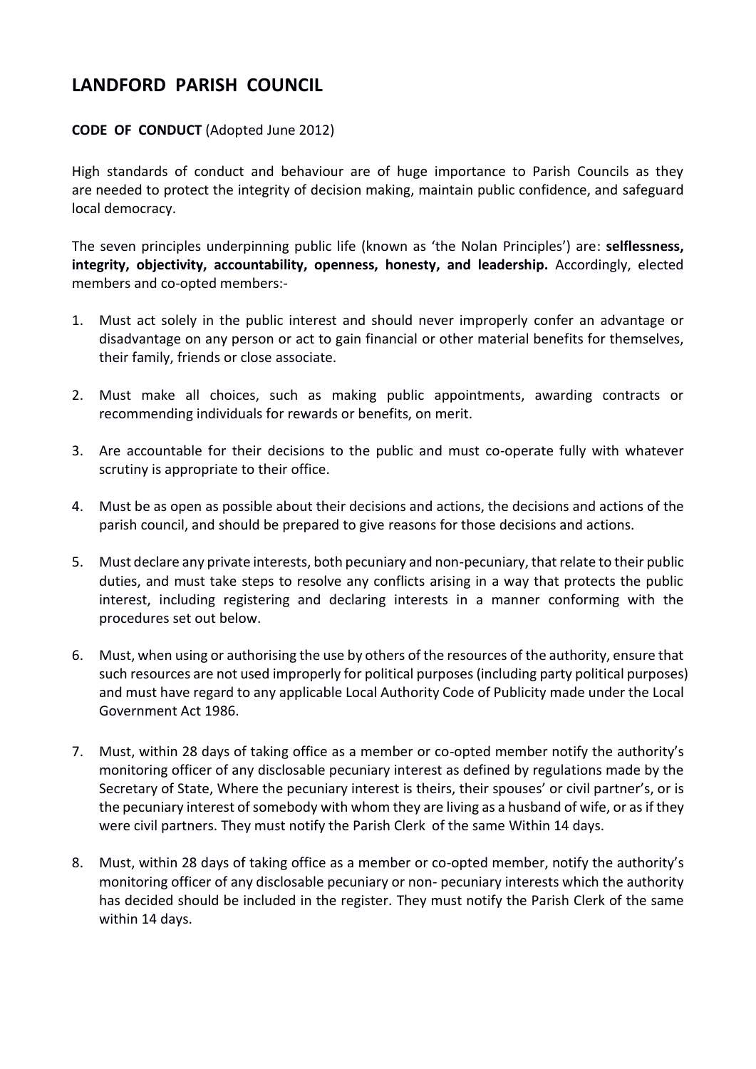# LANDFORD PARISH COUNCIL

**CODE OF CONDUCT** (Adopted June 2012)

High standards of conduct and behaviour are of huge importance to Parish Councils as they are needed to protect the integrity of decision making, maintain public confidence, and safeguard local democracy.

The seven principles underpinning public life (known as 'the Nolan Principles') are: **selflessness, integrity, objectivity, accountability, openness, honesty, and leadership.** Accordingly, elected members and co-opted members:-

1. Must act solely in the public interest and should never improperly confer an advantage or disadvantage on any person or act to gain financial or other material benefits for themselves, their family, friends or close associate.
2. Must make all choices, such as making public appointments, awarding contracts or recommending individuals for rewards or benefits, on merit.
3. Are accountable for their decisions to the public and must co-operate fully with whatever scrutiny is appropriate to their office.
4. Must be as open as possible about their decisions and actions, the decisions and actions of the parish council, and should be prepared to give reasons for those decisions and actions.
5. Must declare any private interests, both pecuniary and non-pecuniary, that relate to their public duties, and must take steps to resolve any conflicts arising in a way that protects the public interest, including registering and declaring interests in a manner conforming with the procedures set out below.
6. Must, when using or authorising the use by others of the resources of the authority, ensure that such resources are not used improperly for political purposes (including party political purposes) and must have regard to any applicable Local Authority Code of Publicity made under the Local Government Act 1986.
7. Must, within 28 days of taking office as a member or co-opted member notify the authority's monitoring officer of any disclosable pecuniary interest as defined by regulations made by the Secretary of State, Where the pecuniary interest is theirs, their spouses' or civil partner's, or is the pecuniary interest of somebody with whom they are living as a husband of wife, or as if they were civil partners. They must notify the Parish Clerk of the same Within 14 days.
8. Must, within 28 days of taking office as a member or co-opted member, notify the authority's monitoring officer of any disclosable pecuniary or non- pecuniary interests which the authority has decided should be included in the register. They must notify the Parish Clerk of the same within 14 days.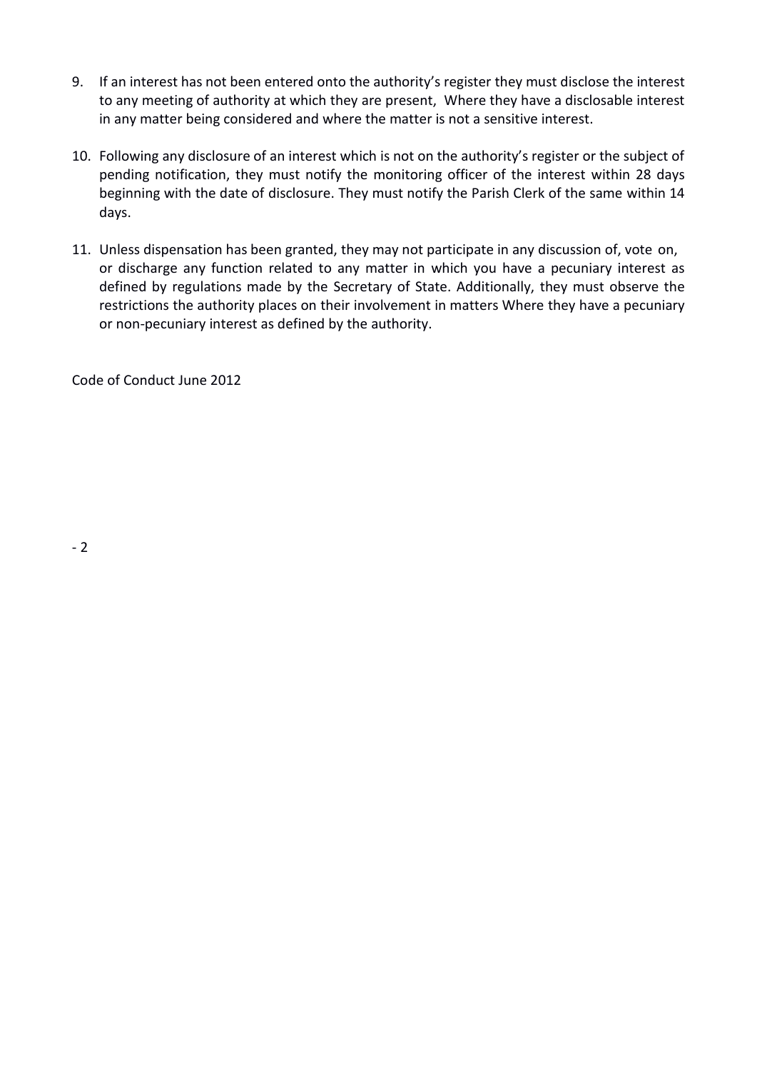9. If an interest has not been entered onto the authority's register they must disclose the interest to any meeting of authority at which they are present, Where they have a disclosable interest in any matter being considered and where the matter is not a sensitive interest.

10. Following any disclosure of an interest which is not on the authority's register or the subject of pending notification, they must notify the monitoring officer of the interest within 28 days beginning with the date of disclosure. They must notify the Parish Clerk of the same within 14 days.

11. Unless dispensation has been granted, they may not participate in any discussion of, vote on, or discharge any function related to any matter in which you have a pecuniary interest as defined by regulations made by the Secretary of State. Additionally, they must observe the restrictions the authority places on their involvement in matters Where they have a pecuniary or non-pecuniary interest as defined by the authority.

Code of Conduct June 2012